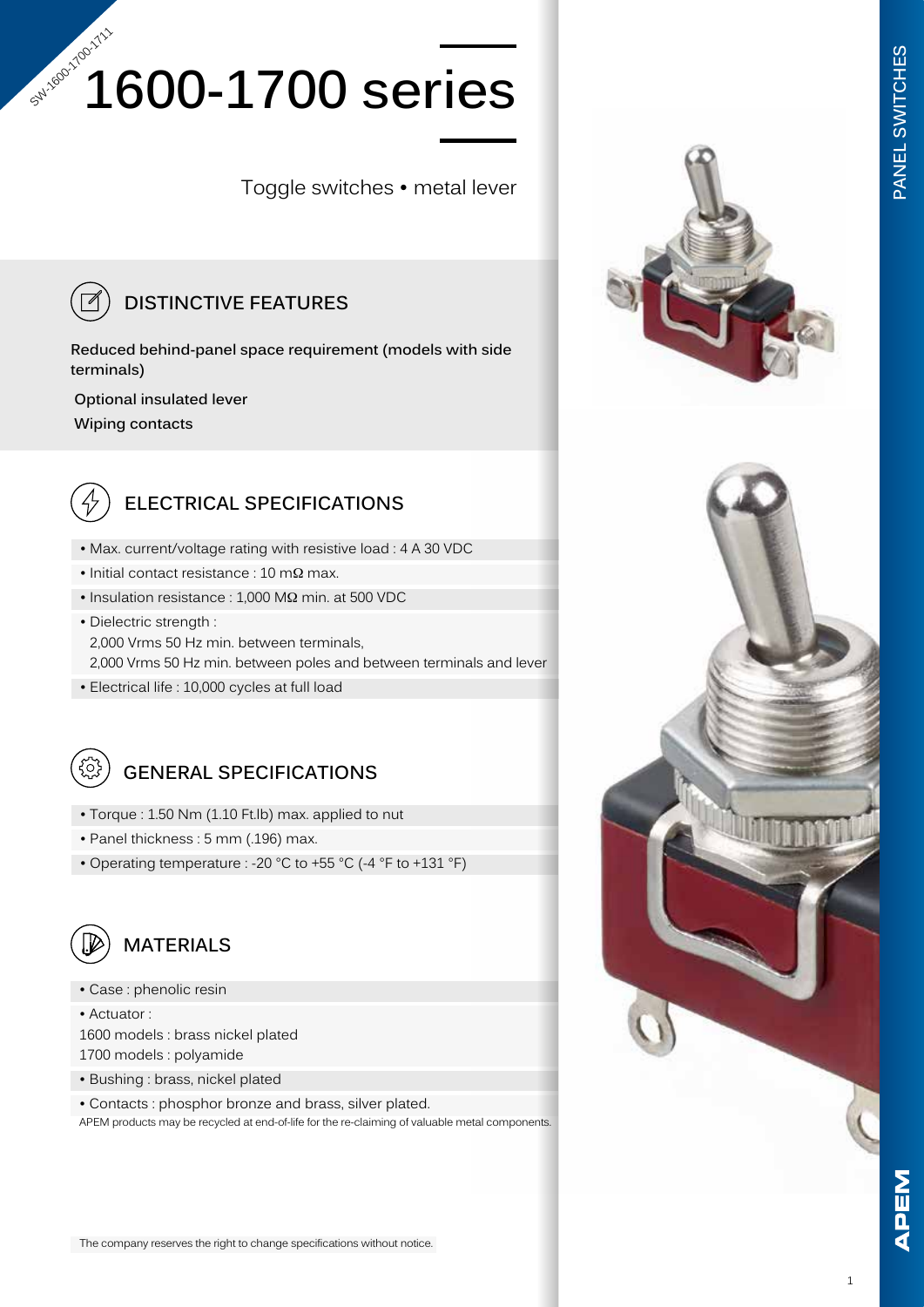SW-1600-1700-1711

# 1600-1700 series

Toggle switches • metal lever

## DISTINCTIVE FEATURES

**Reduced behind-panel space requirement (models with side terminals)**

**Optional insulated lever**

**Wiping contacts**

## ELECTRICAL SPECIFICATIONS

- Max. current/voltage rating with resistive load : 4 A 30 VDC
- Initial contact resistance : 10 mΩ max.
- Insulation resistance : 1,000 MΩ min. at 500 VDC
- Dielectric strength :
  2,000 Vrms 50 Hz min. between terminals,
  2,000 Vrms 50 Hz min. between poles and between terminals and lever
- Electrical life : 10,000 cycles at full load

## GENERAL SPECIFICATIONS

- Torque : 1.50 Nm (1.10 Ft.lb) max. applied to nut
- Panel thickness : 5 mm (.196) max.
- Operating temperature : -20 °C to +55 °C (-4 °F to +131 °F)

## MATERIALS

- Case : phenolic resin
- Actuator :
  1600 models : brass nickel plated
  1700 models : polyamide
- Bushing : brass, nickel plated
- Contacts : phosphor bronze and brass, silver plated.

APEM products may be recycled at end-of-life for the re-claiming of valuable metal components.

The company reserves the right to change specifications without notice.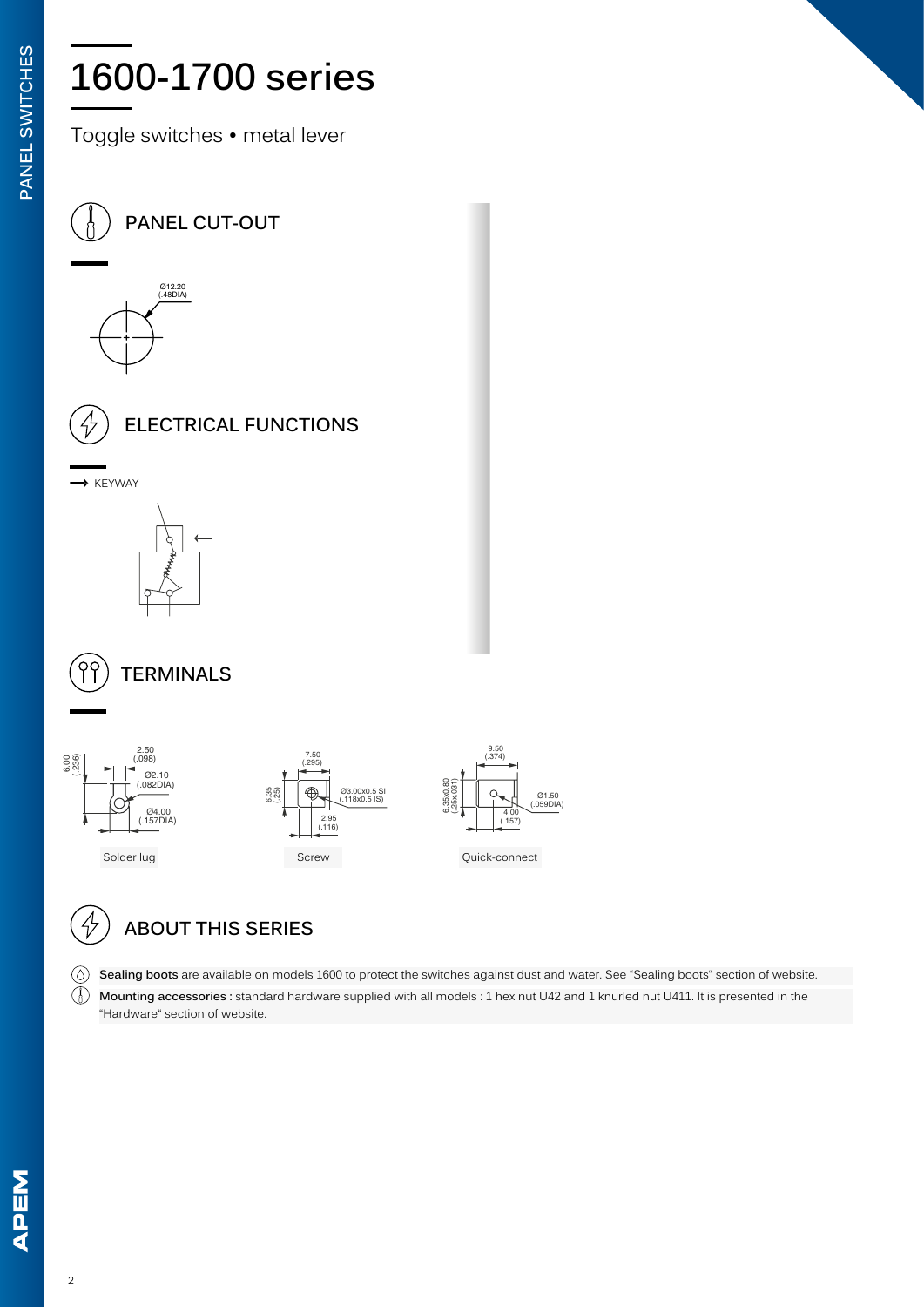# 1600-1700 series

Toggle switches • metal lever

## PANEL CUT-OUT

Ø12.20
(.48DIA)

## ELECTRICAL FUNCTIONS

→ KEYWAY

## TERMINALS

6.00 (.236) | 2.50 (.098) | Ø2.10 (.082DIA) | Ø4.00 (.157DIA)

Solder lug

6.35 (.25) | 7.50 (.295) | Ø3.00x0.5 SI (.118x0.5 IS) | 2.95 (.116)

Screw

6.35x0.80 (.25x.031) | 9.50 (.374) | Ø1.50 (.059DIA) | 4.00 (.157)

Quick-connect

## ABOUT THIS SERIES

**Sealing boots** are available on models 1600 to protect the switches against dust and water. See "Sealing boots" section of website.

**Mounting accessories :** standard hardware supplied with all models : 1 hex nut U42 and 1 knurled nut U411. It is presented in the "Hardware" section of website.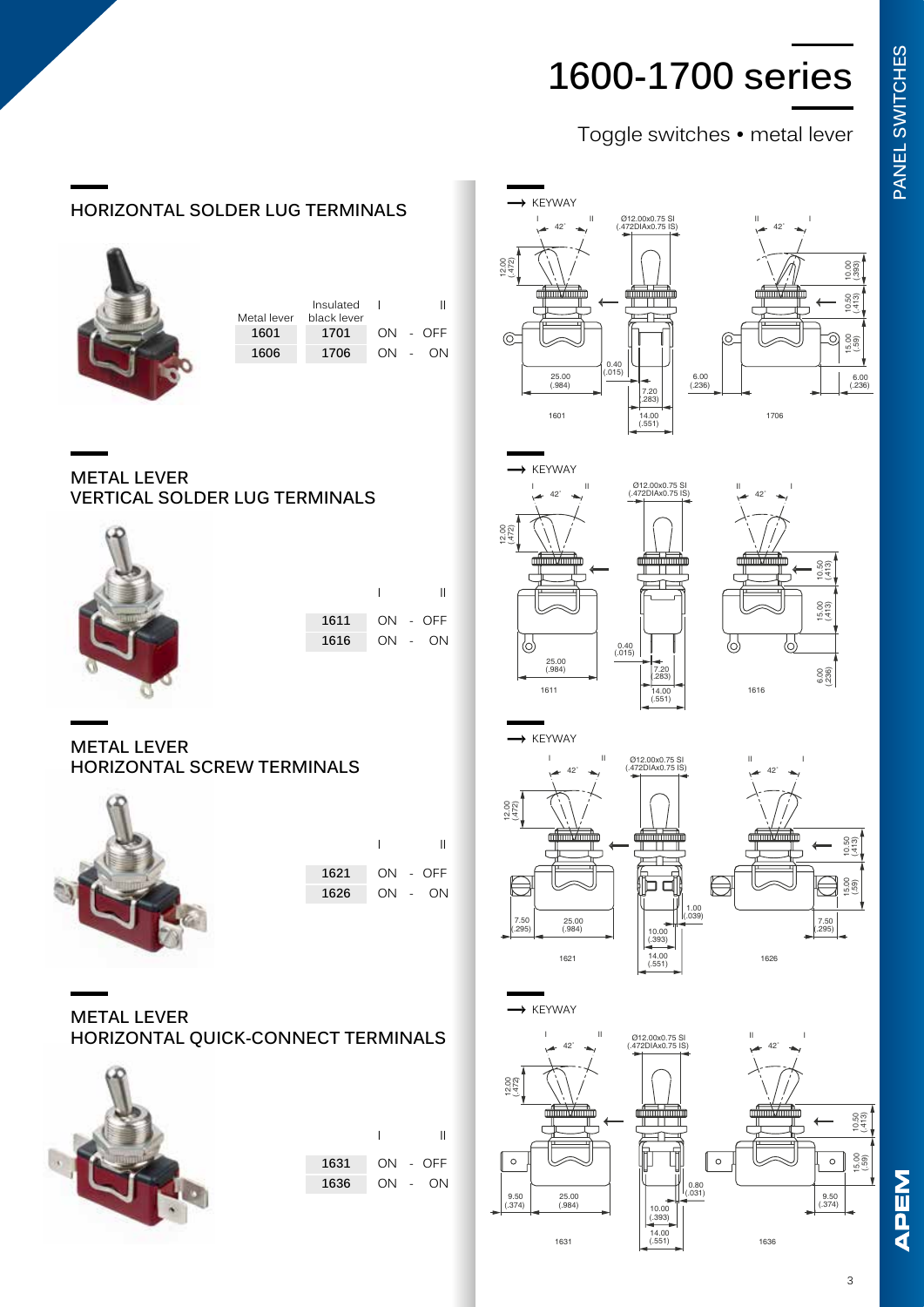# 1600-1700 series

Toggle switches • metal lever

PANEL SWITCHES

## HORIZONTAL SOLDER LUG TERMINALS

| Metal lever | Insulated black lever | I | | II |
|---|---|---|---|---|
| 1601 | 1701 | ON | - | OFF |
| 1606 | 1706 | ON | - | ON |

KEYWAY

I II 42˚ Ø12.00x0.75 SI (.472DIAx0.75 IS) II I 42˚

12.00 (.472) 10.00 (.393) 10.50 (.413) 15.00 (.59) 25.00 (.984) 0.40 (.015) 7.20 (.283) 14.00 (.551) 6.00 (.236) 6.00 (.236)

1601 1706

## METAL LEVER VERTICAL SOLDER LUG TERMINALS

| | I | | II |
|---|---|---|---|
| 1611 | ON | - | OFF |
| 1616 | ON | - | ON |

KEYWAY

I II 42˚ Ø12.00x0.75 SI (.472DIAx0.75 IS) II I 42˚

12.00 (.472) 10.50 (.413) 15.00 (.413) 25.00 (.984) 0.40 (.015) 7.20 (.283) 14.00 (.551) 6.00 (.236)

1611 1616

## METAL LEVER HORIZONTAL SCREW TERMINALS

| | I | | II |
|---|---|---|---|
| 1621 | ON | - | OFF |
| 1626 | ON | - | ON |

KEYWAY

I II 42˚ Ø12.00x0.75 SI (.472DIAx0.75 IS) II I 42˚

12.00 (.472) 10.50 (.413) 15.00 (.59) 7.50 (.295) 25.00 (.984) 1.00 (.039) 10.00 (.393) 14.00 (.551) 7.50 (.295)

1621 1626

## METAL LEVER HORIZONTAL QUICK-CONNECT TERMINALS

| | I | | II |
|---|---|---|---|
| 1631 | ON | - | OFF |
| 1636 | ON | - | ON |

KEYWAY

I II 42˚ Ø12.00x0.75 SI (.472DIAx0.75 IS) II I 42˚

12.00 (.472) 10.50 (.413) 15.00 (.374) 9.50 (.374) 25.00 (.984) 0.80 (.031) 10.00 (.393) 14.00 (.551) 9.50 (.374)

1631 1636

APEM